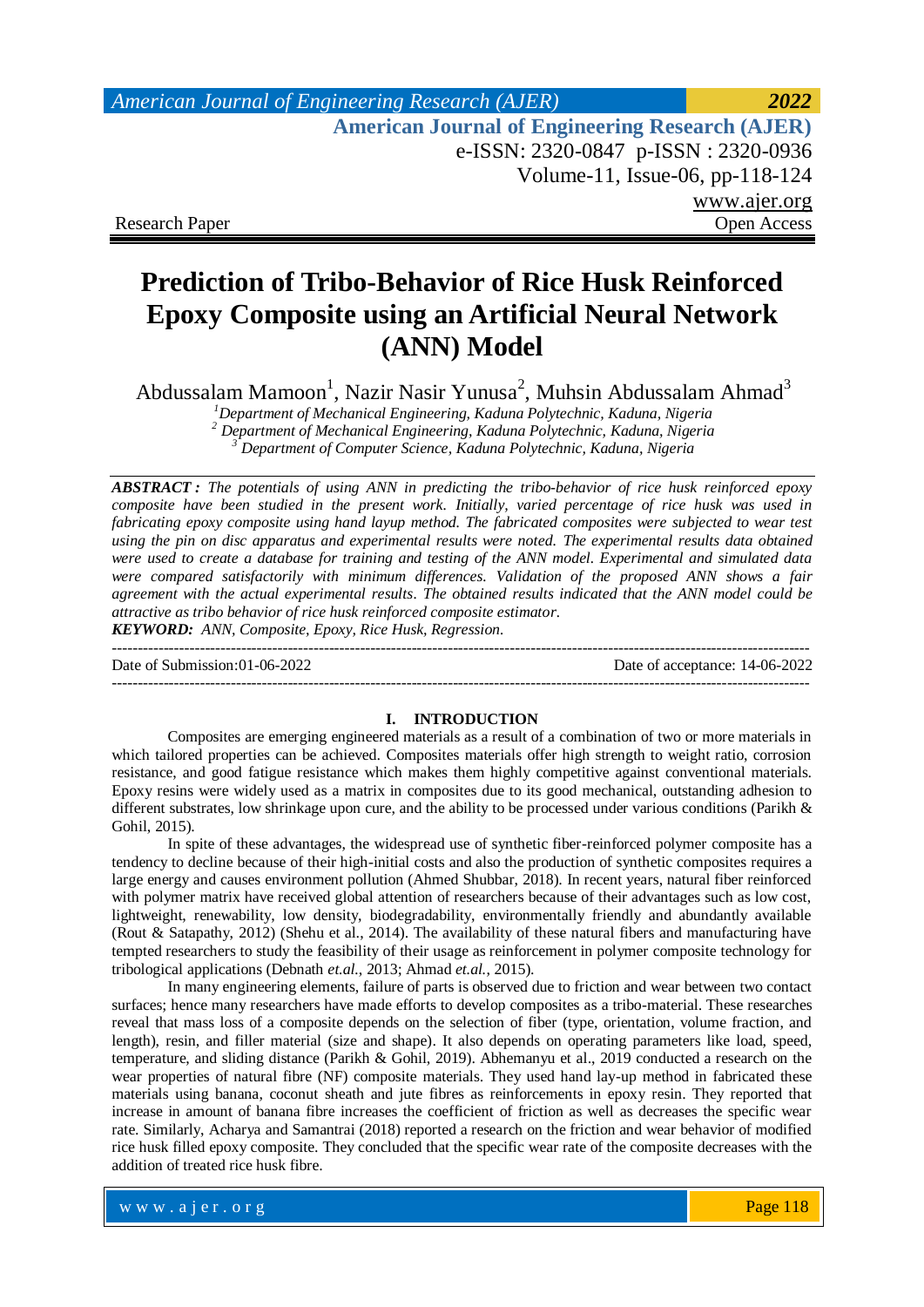Research Paper

Open Access

# Prediction of Tribo-Behavior of Rice Husk Reinforced Epoxy Composite using an Artificial Neural Network (ANN) Model

Abdussalam Mamoon[1], Nazir Nasir Yunusa[2], Muhsin Abdussalam Ahmad[3]

[1]*Department of Mechanical Engineering, Kaduna Polytechnic, Kaduna, Nigeria*
[2] *Department of Mechanical Engineering, Kaduna Polytechnic, Kaduna, Nigeria*
[3] *Department of Computer Science, Kaduna Polytechnic, Kaduna, Nigeria*

***ABSTRACT :*** *The potentials of using ANN in predicting the tribo-behavior of rice husk reinforced epoxy composite have been studied in the present work. Initially, varied percentage of rice husk was used in fabricating epoxy composite using hand layup method. The fabricated composites were subjected to wear test using the pin on disc apparatus and experimental results were noted. The experimental results data obtained were used to create a database for training and testing of the ANN model. Experimental and simulated data were compared satisfactorily with minimum differences. Validation of the proposed ANN shows a fair agreement with the actual experimental results. The obtained results indicated that the ANN model could be attractive as tribo behavior of rice husk reinforced composite estimator.*

***KEYWORD:*** *ANN, Composite, Epoxy, Rice Husk, Regression.*

---

Date of Submission:01-06-2022 Date of acceptance: 14-06-2022

---

## I. INTRODUCTION

Composites are emerging engineered materials as a result of a combination of two or more materials in which tailored properties can be achieved. Composites materials offer high strength to weight ratio, corrosion resistance, and good fatigue resistance which makes them highly competitive against conventional materials. Epoxy resins were widely used as a matrix in composites due to its good mechanical, outstanding adhesion to different substrates, low shrinkage upon cure, and the ability to be processed under various conditions (Parikh & Gohil, 2015).

In spite of these advantages, the widespread use of synthetic fiber-reinforced polymer composite has a tendency to decline because of their high-initial costs and also the production of synthetic composites requires a large energy and causes environment pollution (Ahmed Shubbar, 2018). In recent years, natural fiber reinforced with polymer matrix have received global attention of researchers because of their advantages such as low cost, lightweight, renewability, low density, biodegradability, environmentally friendly and abundantly available (Rout & Satapathy, 2012) (Shehu et al., 2014). The availability of these natural fibers and manufacturing have tempted researchers to study the feasibility of their usage as reinforcement in polymer composite technology for tribological applications (Debnath *et.al.*, 2013; Ahmad *et.al.*, 2015).

In many engineering elements, failure of parts is observed due to friction and wear between two contact surfaces; hence many researchers have made efforts to develop composites as a tribo-material. These researches reveal that mass loss of a composite depends on the selection of fiber (type, orientation, volume fraction, and length), resin, and filler material (size and shape). It also depends on operating parameters like load, speed, temperature, and sliding distance (Parikh & Gohil, 2019). Abhemanyu et al., 2019 conducted a research on the wear properties of natural fibre (NF) composite materials. They used hand lay-up method in fabricated these materials using banana, coconut sheath and jute fibres as reinforcements in epoxy resin. They reported that increase in amount of banana fibre increases the coefficient of friction as well as decreases the specific wear rate. Similarly, Acharya and Samantrai (2018) reported a research on the friction and wear behavior of modified rice husk filled epoxy composite. They concluded that the specific wear rate of the composite decreases with the addition of treated rice husk fibre.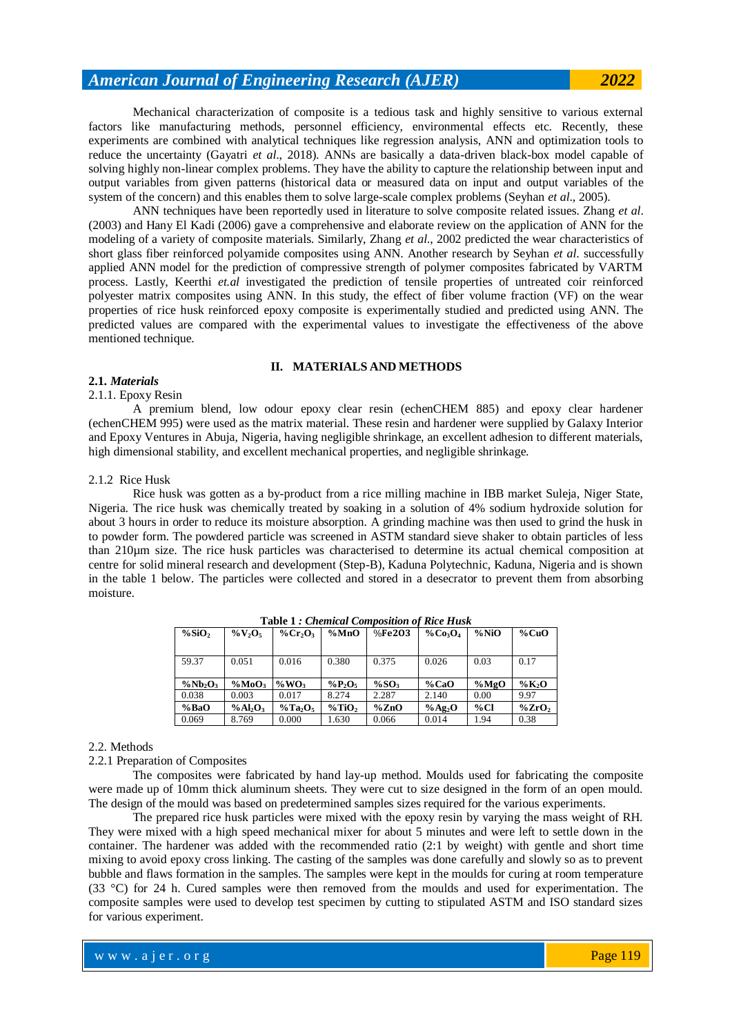Mechanical characterization of composite is a tedious task and highly sensitive to various external factors like manufacturing methods, personnel efficiency, environmental effects etc. Recently, these experiments are combined with analytical techniques like regression analysis, ANN and optimization tools to reduce the uncertainty (Gayatri *et al*., 2018). ANNs are basically a data-driven black-box model capable of solving highly non-linear complex problems. They have the ability to capture the relationship between input and output variables from given patterns (historical data or measured data on input and output variables of the system of the concern) and this enables them to solve large-scale complex problems (Seyhan *et al*., 2005).

ANN techniques have been reportedly used in literature to solve composite related issues. Zhang *et al*. (2003) and Hany El Kadi (2006) gave a comprehensive and elaborate review on the application of ANN for the modeling of a variety of composite materials. Similarly, Zhang *et al.*, 2002 predicted the wear characteristics of short glass fiber reinforced polyamide composites using ANN. Another research by Seyhan *et al.* successfully applied ANN model for the prediction of compressive strength of polymer composites fabricated by VARTM process. Lastly, Keerthi *et.al* investigated the prediction of tensile properties of untreated coir reinforced polyester matrix composites using ANN. In this study, the effect of fiber volume fraction (VF) on the wear properties of rice husk reinforced epoxy composite is experimentally studied and predicted using ANN. The predicted values are compared with the experimental values to investigate the effectiveness of the above mentioned technique.

## II. MATERIALS AND METHODS

### 2.1. *Materials*

2.1.1. Epoxy Resin

A premium blend, low odour epoxy clear resin (echenCHEM 885) and epoxy clear hardener (echenCHEM 995) were used as the matrix material. These resin and hardener were supplied by Galaxy Interior and Epoxy Ventures in Abuja, Nigeria, having negligible shrinkage, an excellent adhesion to different materials, high dimensional stability, and excellent mechanical properties, and negligible shrinkage.

2.1.2 Rice Husk

Rice husk was gotten as a by-product from a rice milling machine in IBB market Suleja, Niger State, Nigeria. The rice husk was chemically treated by soaking in a solution of 4% sodium hydroxide solution for about 3 hours in order to reduce its moisture absorption. A grinding machine was then used to grind the husk in to powder form. The powdered particle was screened in ASTM standard sieve shaker to obtain particles of less than 210µm size. The rice husk particles was characterised to determine its actual chemical composition at centre for solid mineral research and development (Step-B), Kaduna Polytechnic, Kaduna, Nigeria and is shown in the table 1 below. The particles were collected and stored in a desecrator to prevent them from absorbing moisture.

**Table 1** *: Chemical Composition of Rice Husk*

| %$SiO_2$ | %$V_2O_5$ | %$Cr_2O_3$ | %MnO | %Fe2O3 | %$Co_3O_4$ | %NiO | %CuO |
|---|---|---|---|---|---|---|---|
| 59.37 | 0.051 | 0.016 | 0.380 | 0.375 | 0.026 | 0.03 | 0.17 |
| **%$Nb_2O_3$** | **%$MoO_3$** | **%$WO_3$** | **%$P_2O_5$** | **%$SO_3$** | **%CaO** | **%MgO** | **%$K_2O$** |
| 0.038 | 0.003 | 0.017 | 8.274 | 2.287 | 2.140 | 0.00 | 9.97 |
| **%BaO** | **%$Al_2O_3$** | **%$Ta_2O_5$** | **%$TiO_2$** | **%ZnO** | **%$Ag_2O$** | **%Cl** | **%$ZrO_2$** |
| 0.069 | 8.769 | 0.000 | 1.630 | 0.066 | 0.014 | 1.94 | 0.38 |

### 2.2. Methods

2.2.1 Preparation of Composites

The composites were fabricated by hand lay-up method. Moulds used for fabricating the composite were made up of 10mm thick aluminum sheets. They were cut to size designed in the form of an open mould. The design of the mould was based on predetermined samples sizes required for the various experiments.

The prepared rice husk particles were mixed with the epoxy resin by varying the mass weight of RH. They were mixed with a high speed mechanical mixer for about 5 minutes and were left to settle down in the container. The hardener was added with the recommended ratio (2:1 by weight) with gentle and short time mixing to avoid epoxy cross linking. The casting of the samples was done carefully and slowly so as to prevent bubble and flaws formation in the samples. The samples were kept in the moulds for curing at room temperature (33 °C) for 24 h. Cured samples were then removed from the moulds and used for experimentation. The composite samples were used to develop test specimen by cutting to stipulated ASTM and ISO standard sizes for various experiment.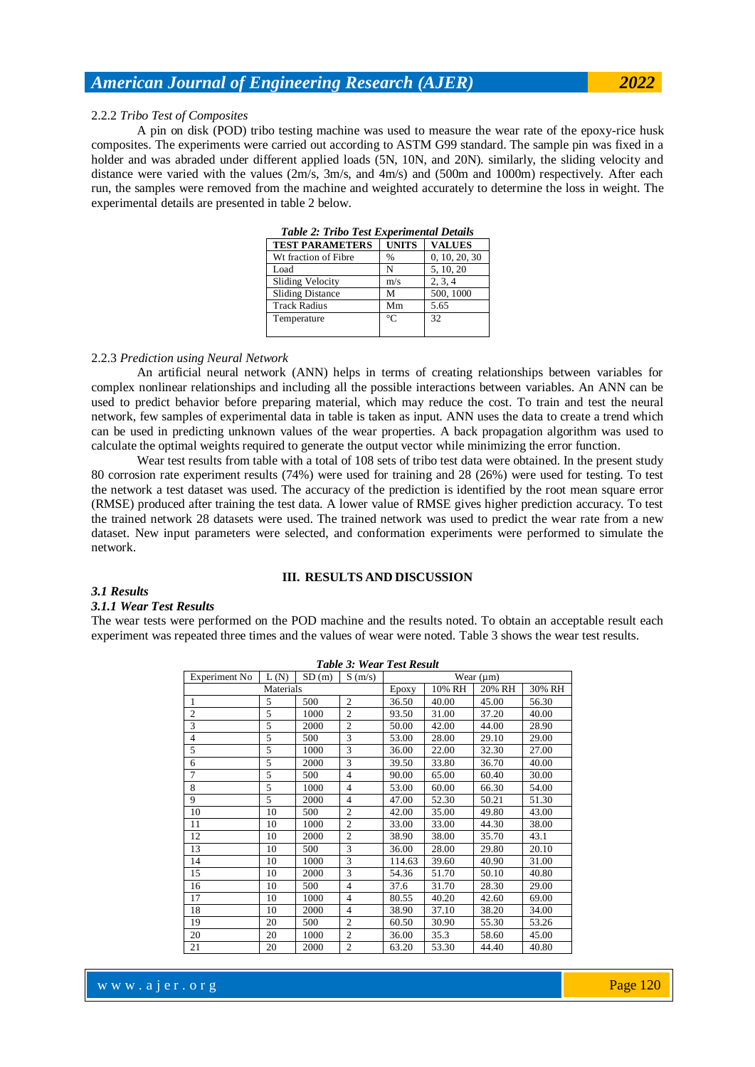2.2.2 *Tribo Test of Composites*

A pin on disk (POD) tribo testing machine was used to measure the wear rate of the epoxy-rice husk composites. The experiments were carried out according to ASTM G99 standard. The sample pin was fixed in a holder and was abraded under different applied loads (5N, 10N, and 20N). similarly, the sliding velocity and distance were varied with the values (2m/s, 3m/s, and 4m/s) and (500m and 1000m) respectively. After each run, the samples were removed from the machine and weighted accurately to determine the loss in weight. The experimental details are presented in table 2 below.

***Table 2: Tribo Test Experimental Details***

| TEST PARAMETERS | UNITS | VALUES |
|---|---|---|
| Wt fraction of Fibre | % | 0, 10, 20, 30 |
| Load | N | 5, 10, 20 |
| Sliding Velocity | m/s | 2, 3, 4 |
| Sliding Distance | M | 500, 1000 |
| Track Radius | Mm | 5.65 |
| Temperature | °C | 32 |

2.2.3 *Prediction using Neural Network*

An artificial neural network (ANN) helps in terms of creating relationships between variables for complex nonlinear relationships and including all the possible interactions between variables. An ANN can be used to predict behavior before preparing material, which may reduce the cost. To train and test the neural network, few samples of experimental data in table is taken as input. ANN uses the data to create a trend which can be used in predicting unknown values of the wear properties. A back propagation algorithm was used to calculate the optimal weights required to generate the output vector while minimizing the error function.

Wear test results from table with a total of 108 sets of tribo test data were obtained. In the present study 80 corrosion rate experiment results (74%) were used for training and 28 (26%) were used for testing. To test the network a test dataset was used. The accuracy of the prediction is identified by the root mean square error (RMSE) produced after training the test data. A lower value of RMSE gives higher prediction accuracy. To test the trained network 28 datasets were used. The trained network was used to predict the wear rate from a new dataset. New input parameters were selected, and conformation experiments were performed to simulate the network.

## III. RESULTS AND DISCUSSION

### *3.1 Results*

#### *3.1.1 Wear Test Results*

The wear tests were performed on the POD machine and the results noted. To obtain an acceptable result each experiment was repeated three times and the values of wear were noted. Table 3 shows the wear test results.

***Table 3: Wear Test Result***

| Experiment No | L (N) | SD (m) | S (m/s) | Wear (μm) | | | |
|---|---|---|---|---|---|---|---|
| Materials | | | | Epoxy | 10% RH | 20% RH | 30% RH |
| 1 | 5 | 500 | 2 | 36.50 | 40.00 | 45.00 | 56.30 |
| 2 | 5 | 1000 | 2 | 93.50 | 31.00 | 37.20 | 40.00 |
| 3 | 5 | 2000 | 2 | 50.00 | 42.00 | 44.00 | 28.90 |
| 4 | 5 | 500 | 3 | 53.00 | 28.00 | 29.10 | 29.00 |
| 5 | 5 | 1000 | 3 | 36.00 | 22.00 | 32.30 | 27.00 |
| 6 | 5 | 2000 | 3 | 39.50 | 33.80 | 36.70 | 40.00 |
| 7 | 5 | 500 | 4 | 90.00 | 65.00 | 60.40 | 30.00 |
| 8 | 5 | 1000 | 4 | 53.00 | 60.00 | 66.30 | 54.00 |
| 9 | 5 | 2000 | 4 | 47.00 | 52.30 | 50.21 | 51.30 |
| 10 | 10 | 500 | 2 | 42.00 | 35.00 | 49.80 | 43.00 |
| 11 | 10 | 1000 | 2 | 33.00 | 33.00 | 44.30 | 38.00 |
| 12 | 10 | 2000 | 2 | 38.90 | 38.00 | 35.70 | 43.1 |
| 13 | 10 | 500 | 3 | 36.00 | 28.00 | 29.80 | 20.10 |
| 14 | 10 | 1000 | 3 | 114.63 | 39.60 | 40.90 | 31.00 |
| 15 | 10 | 2000 | 3 | 54.36 | 51.70 | 50.10 | 40.80 |
| 16 | 10 | 500 | 4 | 37.6 | 31.70 | 28.30 | 29.00 |
| 17 | 10 | 1000 | 4 | 80.55 | 40.20 | 42.60 | 69.00 |
| 18 | 10 | 2000 | 4 | 38.90 | 37.10 | 38.20 | 34.00 |
| 19 | 20 | 500 | 2 | 60.50 | 30.90 | 55.30 | 53.26 |
| 20 | 20 | 1000 | 2 | 36.00 | 35.3 | 58.60 | 45.00 |
| 21 | 20 | 2000 | 2 | 63.20 | 53.30 | 44.40 | 40.80 |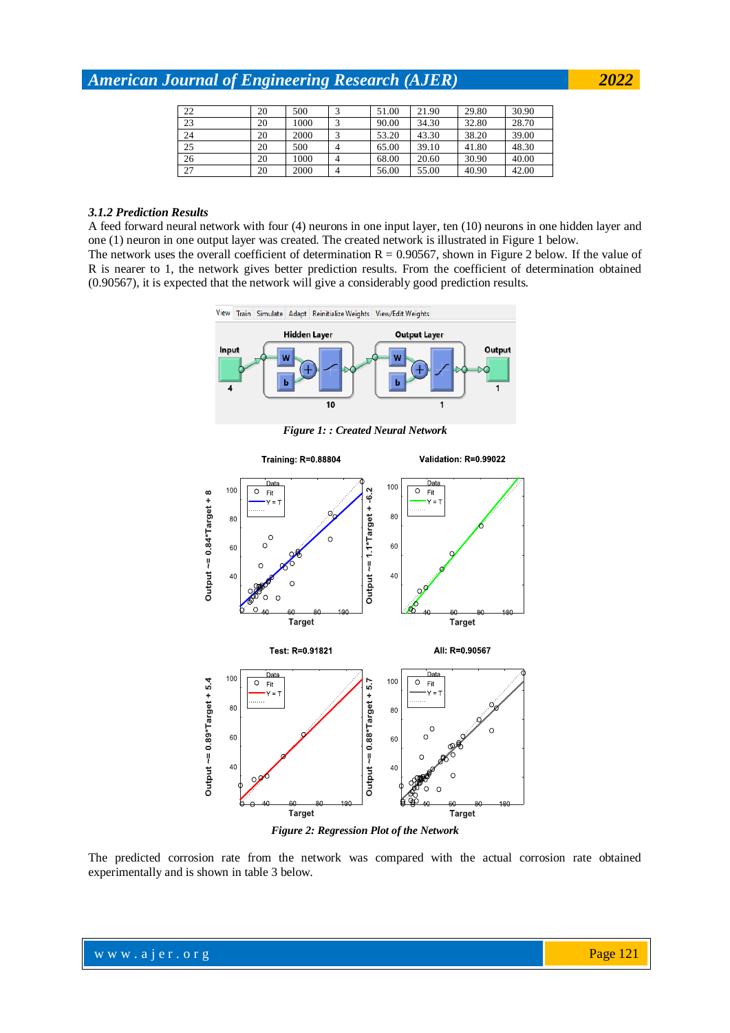| 22 | 20 | 500 | 3 | 51.00 | 21.90 | 29.80 | 30.90 |
|---|---|---|---|---|---|---|---|
| 23 | 20 | 1000 | 3 | 90.00 | 34.30 | 32.80 | 28.70 |
| 24 | 20 | 2000 | 3 | 53.20 | 43.30 | 38.20 | 39.00 |
| 25 | 20 | 500 | 4 | 65.00 | 39.10 | 41.80 | 48.30 |
| 26 | 20 | 1000 | 4 | 68.00 | 20.60 | 30.90 | 40.00 |
| 27 | 20 | 2000 | 4 | 56.00 | 55.00 | 40.90 | 42.00 |

### *3.1.2 Prediction Results*

A feed forward neural network with four (4) neurons in one input layer, ten (10) neurons in one hidden layer and one (1) neuron in one output layer was created. The created network is illustrated in Figure 1 below.
The network uses the overall coefficient of determination R = 0.90567, shown in Figure 2 below. If the value of R is nearer to 1, the network gives better prediction results. From the coefficient of determination obtained (0.90567), it is expected that the network will give a considerably good prediction results.

***Figure 1: : Created Neural Network***

***Figure 2: Regression Plot of the Network***

The predicted corrosion rate from the network was compared with the actual corrosion rate obtained experimentally and is shown in table 3 below.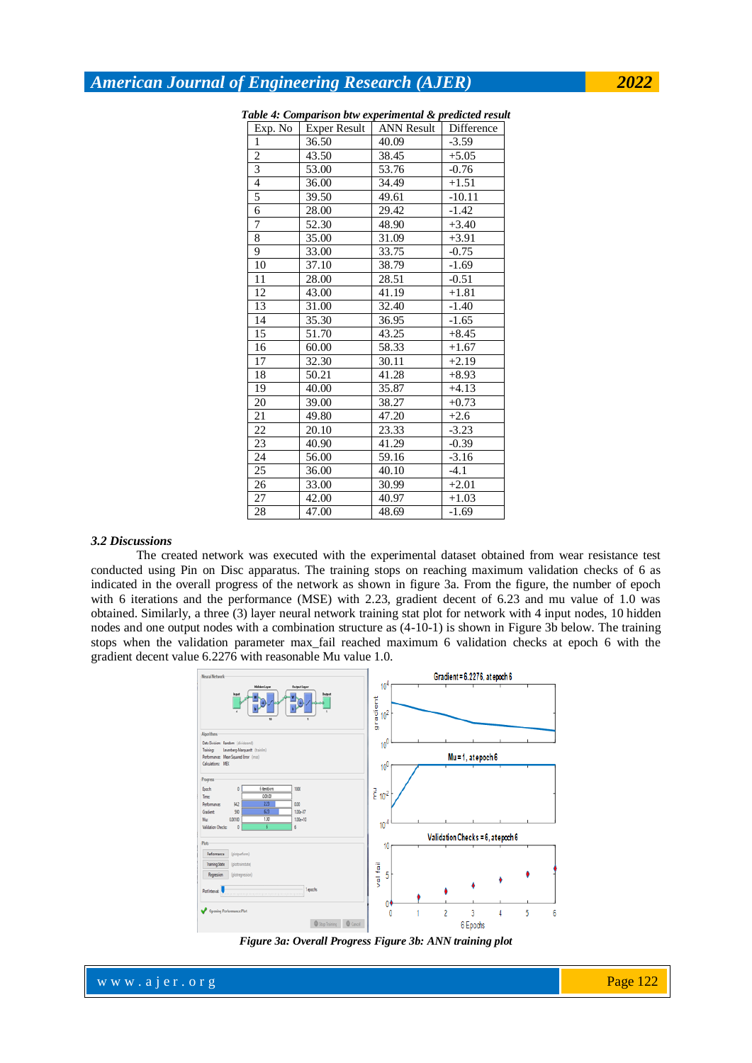*Table 4: Comparison btw experimental & predicted result*

| Exp. No | Exper Result | ANN Result | Difference |
|---|---|---|---|
| 1 | 36.50 | 40.09 | -3.59 |
| 2 | 43.50 | 38.45 | +5.05 |
| 3 | 53.00 | 53.76 | -0.76 |
| 4 | 36.00 | 34.49 | +1.51 |
| 5 | 39.50 | 49.61 | -10.11 |
| 6 | 28.00 | 29.42 | -1.42 |
| 7 | 52.30 | 48.90 | +3.40 |
| 8 | 35.00 | 31.09 | +3.91 |
| 9 | 33.00 | 33.75 | -0.75 |
| 10 | 37.10 | 38.79 | -1.69 |
| 11 | 28.00 | 28.51 | -0.51 |
| 12 | 43.00 | 41.19 | +1.81 |
| 13 | 31.00 | 32.40 | -1.40 |
| 14 | 35.30 | 36.95 | -1.65 |
| 15 | 51.70 | 43.25 | +8.45 |
| 16 | 60.00 | 58.33 | +1.67 |
| 17 | 32.30 | 30.11 | +2.19 |
| 18 | 50.21 | 41.28 | +8.93 |
| 19 | 40.00 | 35.87 | +4.13 |
| 20 | 39.00 | 38.27 | +0.73 |
| 21 | 49.80 | 47.20 | +2.6 |
| 22 | 20.10 | 23.33 | -3.23 |
| 23 | 40.90 | 41.29 | -0.39 |
| 24 | 56.00 | 59.16 | -3.16 |
| 25 | 36.00 | 40.10 | -4.1 |
| 26 | 33.00 | 30.99 | +2.01 |
| 27 | 42.00 | 40.97 | +1.03 |
| 28 | 47.00 | 48.69 | -1.69 |

### *3.2 Discussions*

The created network was executed with the experimental dataset obtained from wear resistance test conducted using Pin on Disc apparatus. The training stops on reaching maximum validation checks of 6 as indicated in the overall progress of the network as shown in figure 3a. From the figure, the number of epoch with 6 iterations and the performance (MSE) with 2.23, gradient decent of 6.23 and mu value of 1.0 was obtained. Similarly, a three (3) layer neural network training stat plot for network with 4 input nodes, 10 hidden nodes and one output nodes with a combination structure as (4-10-1) is shown in Figure 3b below. The training stops when the validation parameter max_fail reached maximum 6 validation checks at epoch 6 with the gradient decent value 6.2276 with reasonable Mu value 1.0.

*Figure 3a: Overall Progress Figure 3b: ANN training plot*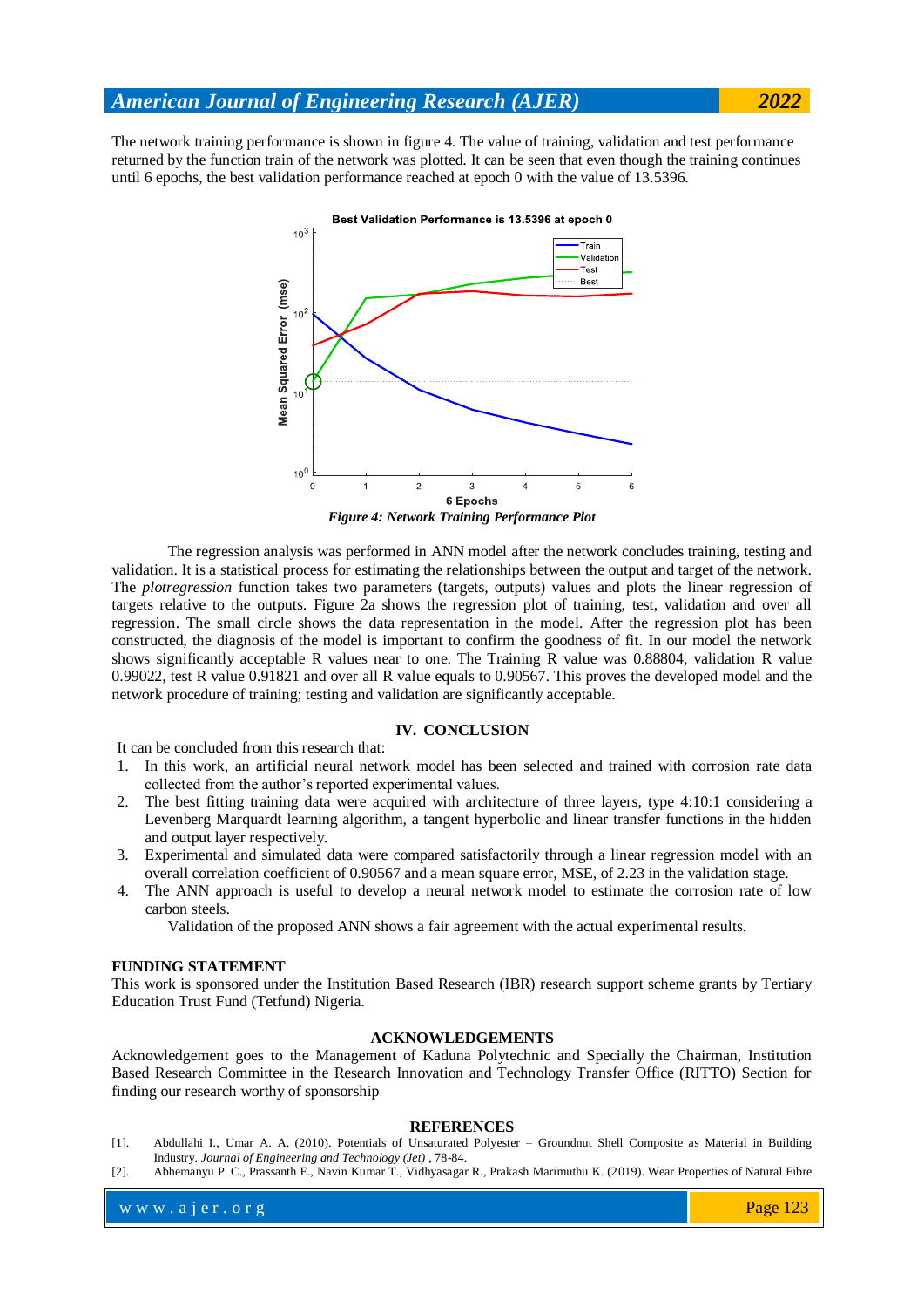The network training performance is shown in figure 4. The value of training, validation and test performance returned by the function train of the network was plotted. It can be seen that even though the training continues until 6 epochs, the best validation performance reached at epoch 0 with the value of 13.5396.

*Figure 4: Network Training Performance Plot*

The regression analysis was performed in ANN model after the network concludes training, testing and validation. It is a statistical process for estimating the relationships between the output and target of the network. The *plotregression* function takes two parameters (targets, outputs) values and plots the linear regression of targets relative to the outputs. Figure 2a shows the regression plot of training, test, validation and over all regression. The small circle shows the data representation in the model. After the regression plot has been constructed, the diagnosis of the model is important to confirm the goodness of fit. In our model the network shows significantly acceptable R values near to one. The Training R value was 0.88804, validation R value 0.99022, test R value 0.91821 and over all R value equals to 0.90567. This proves the developed model and the network procedure of training; testing and validation are significantly acceptable.

## IV. CONCLUSION

It can be concluded from this research that:

1. In this work, an artificial neural network model has been selected and trained with corrosion rate data collected from the author's reported experimental values.
2. The best fitting training data were acquired with architecture of three layers, type 4:10:1 considering a Levenberg Marquardt learning algorithm, a tangent hyperbolic and linear transfer functions in the hidden and output layer respectively.
3. Experimental and simulated data were compared satisfactorily through a linear regression model with an overall correlation coefficient of 0.90567 and a mean square error, MSE, of 2.23 in the validation stage.
4. The ANN approach is useful to develop a neural network model to estimate the corrosion rate of low carbon steels.

Validation of the proposed ANN shows a fair agreement with the actual experimental results.

## FUNDING STATEMENT

This work is sponsored under the Institution Based Research (IBR) research support scheme grants by Tertiary Education Trust Fund (Tetfund) Nigeria.

## ACKNOWLEDGEMENTS

Acknowledgement goes to the Management of Kaduna Polytechnic and Specially the Chairman, Institution Based Research Committee in the Research Innovation and Technology Transfer Office (RITTO) Section for finding our research worthy of sponsorship

## REFERENCES

[1]. Abdullahi I., Umar A. A. (2010). Potentials of Unsaturated Polyester – Groundnut Shell Composite as Material in Building Industry. *Journal of Engineering and Technology (Jet)* , 78-84.

[2]. Abhemanyu P. C., Prassanth E., Navin Kumar T., Vidhyasagar R., Prakash Marimuthu K. (2019). Wear Properties of Natural Fibre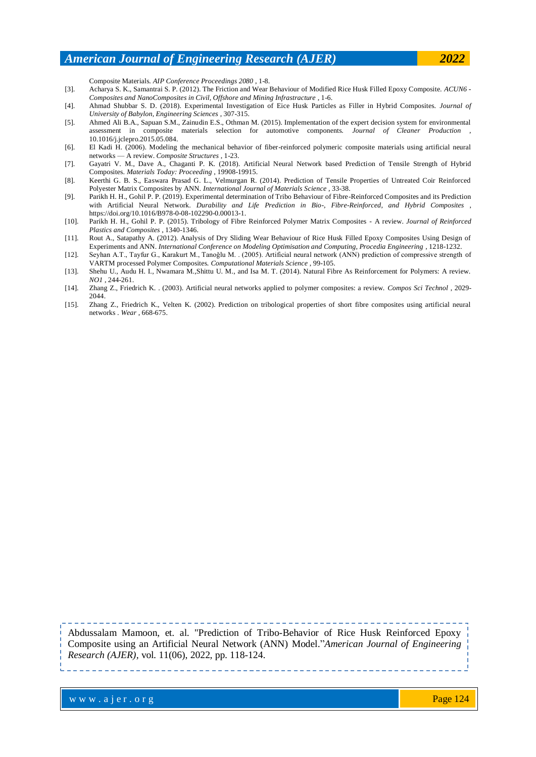Composite Materials. *AIP Conference Proceedings 2080* , 1-8.

[3]. Acharya S. K., Samantrai S. P. (2012). The Friction and Wear Behaviour of Modified Rice Husk Filled Epoxy Composite. *ACUN6 - Composites and NanoComposites in Civil, Offshore and Mining Infrastracture* , 1-6.

[4]. Ahmad Shubbar S. D. (2018). Experimental Investigation of Eice Husk Particles as Filler in Hybrid Composites. *Journal of University of Babylon, Engineering Sciences* , 307-315.

[5]. Ahmed Ali B.A., Sapuan S.M., Zainudin E.S., Othman M. (2015). Implementation of the expert decision system for environmental assessment in composite materials selection for automotive components. *Journal of Cleaner Production* , 10.1016/j.jclepro.2015.05.084.

[6]. El Kadi H. (2006). Modeling the mechanical behavior of fiber-reinforced polymeric composite materials using artificial neural networks — A review. *Composite Structures* , 1-23.

[7]. Gayatri V. M., Dave A., Chaganti P. K. (2018). Artificial Neural Network based Prediction of Tensile Strength of Hybrid Composites. *Materials Today: Proceeding* , 19908-19915.

[8]. Keerthi G. B. S., Easwara Prasad G. L., Velmurgan R. (2014). Prediction of Tensile Properties of Untreated Coir Reinforced Polyester Matrix Composites by ANN. *International Journal of Materials Science* , 33-38.

[9]. Parikh H. H., Gohil P. P. (2019). Experimental determination of Tribo Behaviour of Fibre-Reinforced Composites and its Prediction with Artificial Neural Network. *Durability and Life Prediction in Bio-, Fibre-Reinforced, and Hybrid Composites* , https://doi.org/10.1016/B978-0-08-102290-0.00013-1.

[10]. Parikh H. H., Gohil P. P. (2015). Tribology of Fibre Reinforced Polymer Matrix Composites - A review. *Journal of Reinforced Plastics and Composites* , 1340-1346.

[11]. Rout A., Satapathy A. (2012). Analysis of Dry Sliding Wear Behaviour of Rice Husk Filled Epoxy Composites Using Design of Experiments and ANN. *International Conference on Modeling Optimisation and Computing, Procedia Engineering* , 1218-1232.

[12]. Seyhan A.T., Tayfur G., Karakurt M., Tanoğlu M. . (2005). Artificial neural network (ANN) prediction of compressive strength of VARTM processed Polymer Composites. *Computational Materials Science* , 99-105.

[13]. Shehu U., Audu H. I., Nwamara M.,Shittu U. M., and Isa M. T. (2014). Natural Fibre As Reinforcement for Polymers: A review. *NO1* , 244-261.

[14]. Zhang Z., Friedrich K. . (2003). Artificial neural networks applied to polymer composites: a review. *Compos Sci Technol* , 2029-2044.

[15]. Zhang Z., Friedrich K., Velten K. (2002). Prediction on tribological properties of short fibre composites using artificial neural networks . *Wear* , 668-675.

Abdussalam Mamoon, et. al. "Prediction of Tribo-Behavior of Rice Husk Reinforced Epoxy Composite using an Artificial Neural Network (ANN) Model."*American Journal of Engineering Research (AJER)*, vol. 11(06), 2022, pp. 118-124.